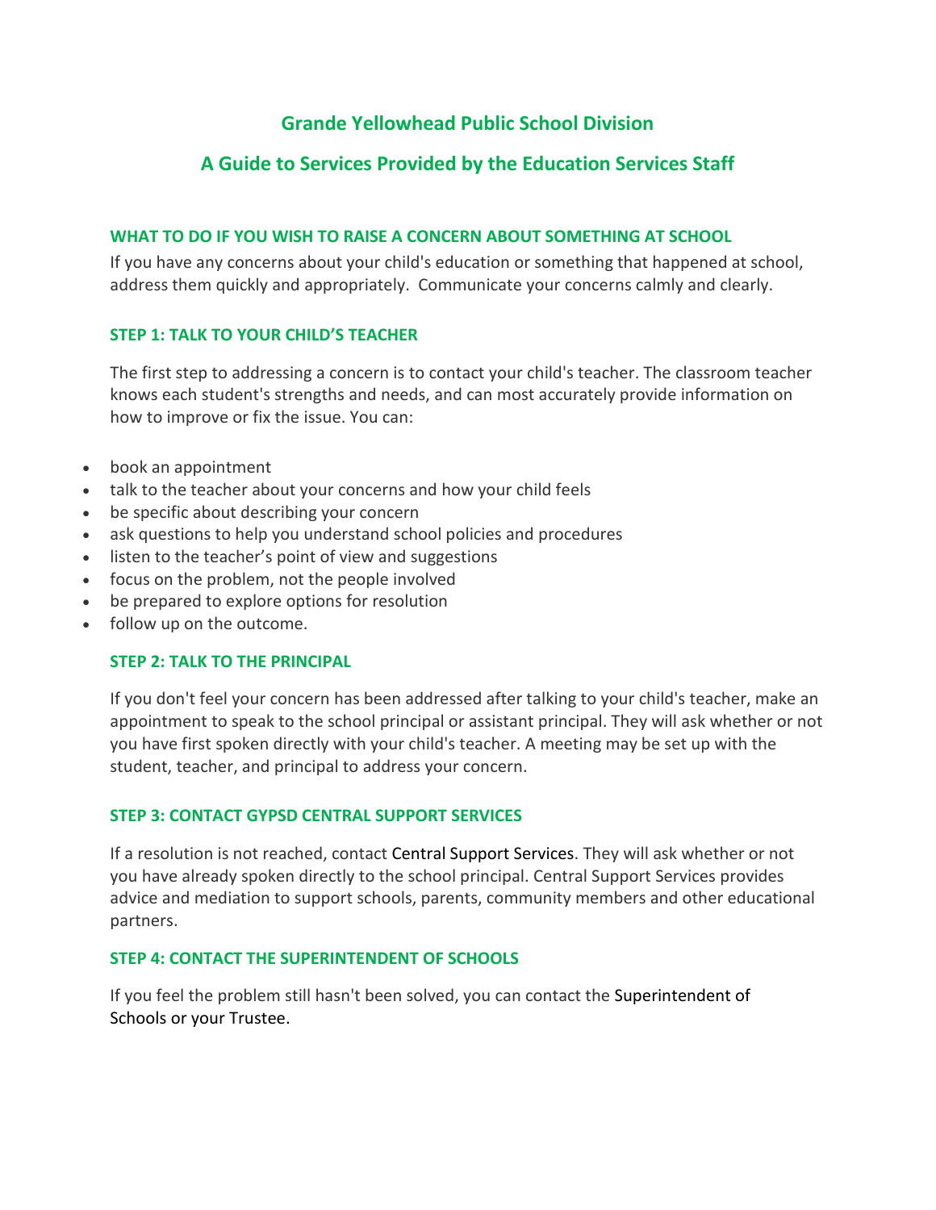# Grande Yellowhead Public School Division

## A Guide to Services Provided by the Education Services Staff

### WHAT TO DO IF YOU WISH TO RAISE A CONCERN ABOUT SOMETHING AT SCHOOL

If you have any concerns about your child's education or something that happened at school, address them quickly and appropriately. Communicate your concerns calmly and clearly.

### STEP 1: TALK TO YOUR CHILD'S TEACHER

The first step to addressing a concern is to contact your child's teacher. The classroom teacher knows each student's strengths and needs, and can most accurately provide information on how to improve or fix the issue. You can:

- book an appointment
- talk to the teacher about your concerns and how your child feels
- be specific about describing your concern
- ask questions to help you understand school policies and procedures
- listen to the teacher's point of view and suggestions
- focus on the problem, not the people involved
- be prepared to explore options for resolution
- follow up on the outcome.

### STEP 2: TALK TO THE PRINCIPAL

If you don't feel your concern has been addressed after talking to your child's teacher, make an appointment to speak to the school principal or assistant principal. They will ask whether or not you have first spoken directly with your child's teacher. A meeting may be set up with the student, teacher, and principal to address your concern.

### STEP 3: CONTACT GYPSD CENTRAL SUPPORT SERVICES

If a resolution is not reached, contact Central Support Services. They will ask whether or not you have already spoken directly to the school principal. Central Support Services provides advice and mediation to support schools, parents, community members and other educational partners.

### STEP 4: CONTACT THE SUPERINTENDENT OF SCHOOLS

If you feel the problem still hasn't been solved, you can contact the Superintendent of Schools or your Trustee.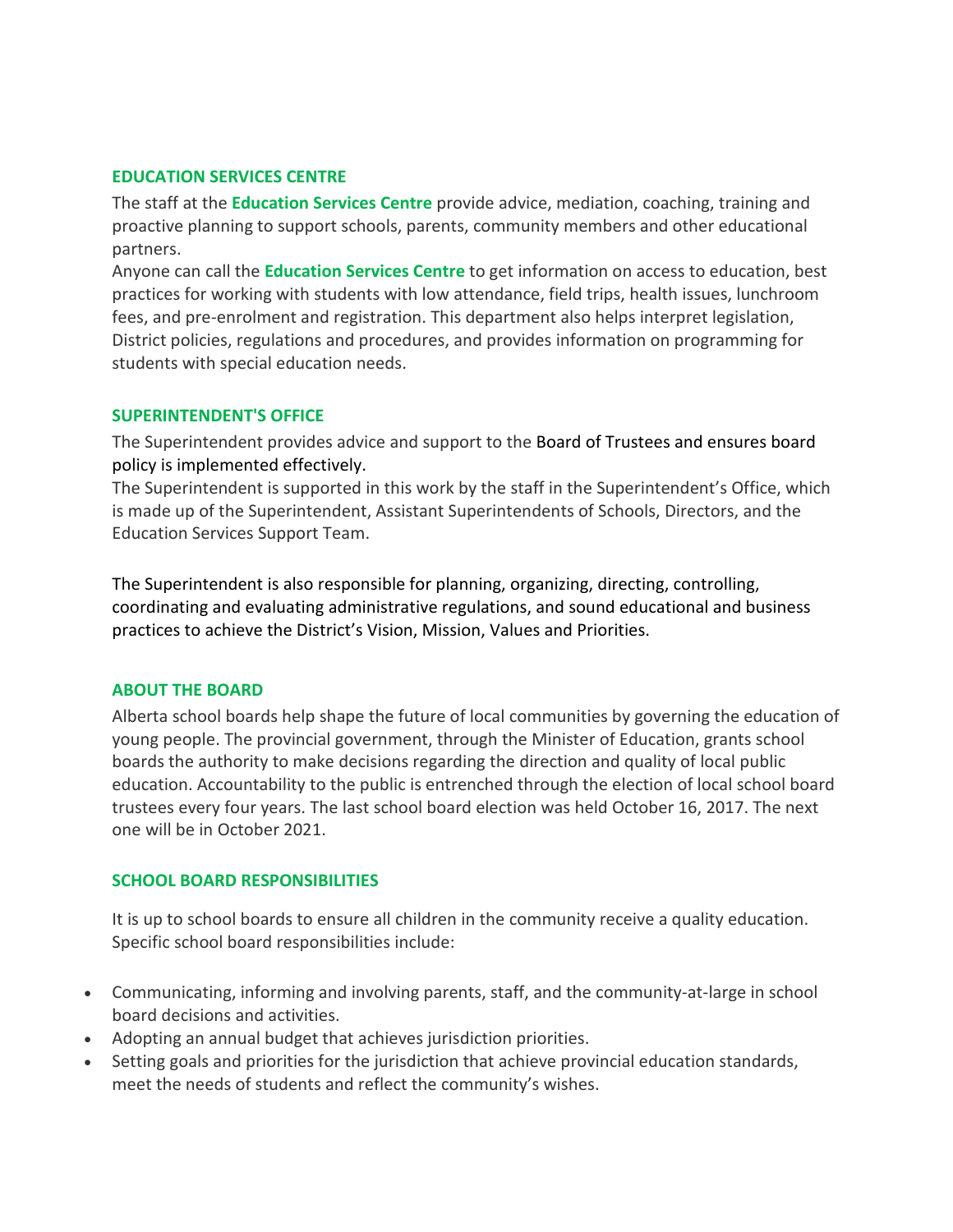## EDUCATION SERVICES CENTRE

The staff at the **Education Services Centre** provide advice, mediation, coaching, training and proactive planning to support schools, parents, community members and other educational partners.

Anyone can call the **Education Services Centre** to get information on access to education, best practices for working with students with low attendance, field trips, health issues, lunchroom fees, and pre-enrolment and registration. This department also helps interpret legislation, District policies, regulations and procedures, and provides information on programming for students with special education needs.

## SUPERINTENDENT'S OFFICE

The Superintendent provides advice and support to the Board of Trustees and ensures board policy is implemented effectively.

The Superintendent is supported in this work by the staff in the Superintendent's Office, which is made up of the Superintendent, Assistant Superintendents of Schools, Directors, and the Education Services Support Team.

The Superintendent is also responsible for planning, organizing, directing, controlling, coordinating and evaluating administrative regulations, and sound educational and business practices to achieve the District's Vision, Mission, Values and Priorities.

## ABOUT THE BOARD

Alberta school boards help shape the future of local communities by governing the education of young people. The provincial government, through the Minister of Education, grants school boards the authority to make decisions regarding the direction and quality of local public education. Accountability to the public is entrenched through the election of local school board trustees every four years. The last school board election was held October 16, 2017. The next one will be in October 2021.

## SCHOOL BOARD RESPONSIBILITIES

It is up to school boards to ensure all children in the community receive a quality education. Specific school board responsibilities include:

- Communicating, informing and involving parents, staff, and the community-at-large in school board decisions and activities.
- Adopting an annual budget that achieves jurisdiction priorities.
- Setting goals and priorities for the jurisdiction that achieve provincial education standards, meet the needs of students and reflect the community's wishes.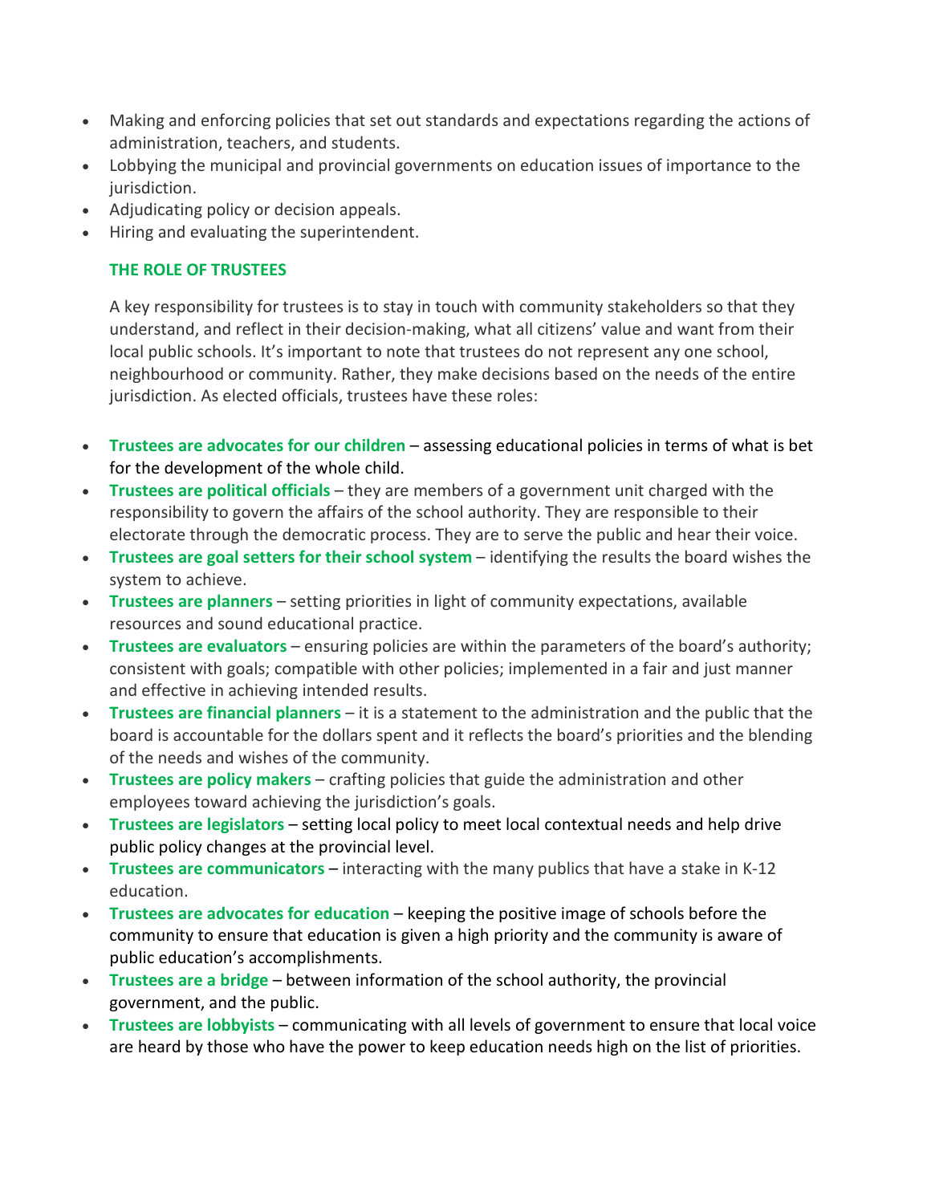- Making and enforcing policies that set out standards and expectations regarding the actions of administration, teachers, and students.
- Lobbying the municipal and provincial governments on education issues of importance to the jurisdiction.
- Adjudicating policy or decision appeals.
- Hiring and evaluating the superintendent.

**THE ROLE OF TRUSTEES**

A key responsibility for trustees is to stay in touch with community stakeholders so that they understand, and reflect in their decision-making, what all citizens' value and want from their local public schools. It's important to note that trustees do not represent any one school, neighbourhood or community. Rather, they make decisions based on the needs of the entire jurisdiction. As elected officials, trustees have these roles:

- **Trustees are advocates for our children** – assessing educational policies in terms of what is bet for the development of the whole child.
- **Trustees are political officials** – they are members of a government unit charged with the responsibility to govern the affairs of the school authority. They are responsible to their electorate through the democratic process. They are to serve the public and hear their voice.
- **Trustees are goal setters for their school system** – identifying the results the board wishes the system to achieve.
- **Trustees are planners** – setting priorities in light of community expectations, available resources and sound educational practice.
- **Trustees are evaluators** – ensuring policies are within the parameters of the board's authority; consistent with goals; compatible with other policies; implemented in a fair and just manner and effective in achieving intended results.
- **Trustees are financial planners** – it is a statement to the administration and the public that the board is accountable for the dollars spent and it reflects the board's priorities and the blending of the needs and wishes of the community.
- **Trustees are policy makers** – crafting policies that guide the administration and other employees toward achieving the jurisdiction's goals.
- **Trustees are legislators** – setting local policy to meet local contextual needs and help drive public policy changes at the provincial level.
- **Trustees are communicators** – interacting with the many publics that have a stake in K-12 education.
- **Trustees are advocates for education** – keeping the positive image of schools before the community to ensure that education is given a high priority and the community is aware of public education's accomplishments.
- **Trustees are a bridge** – between information of the school authority, the provincial government, and the public.
- **Trustees are lobbyists** – communicating with all levels of government to ensure that local voice are heard by those who have the power to keep education needs high on the list of priorities.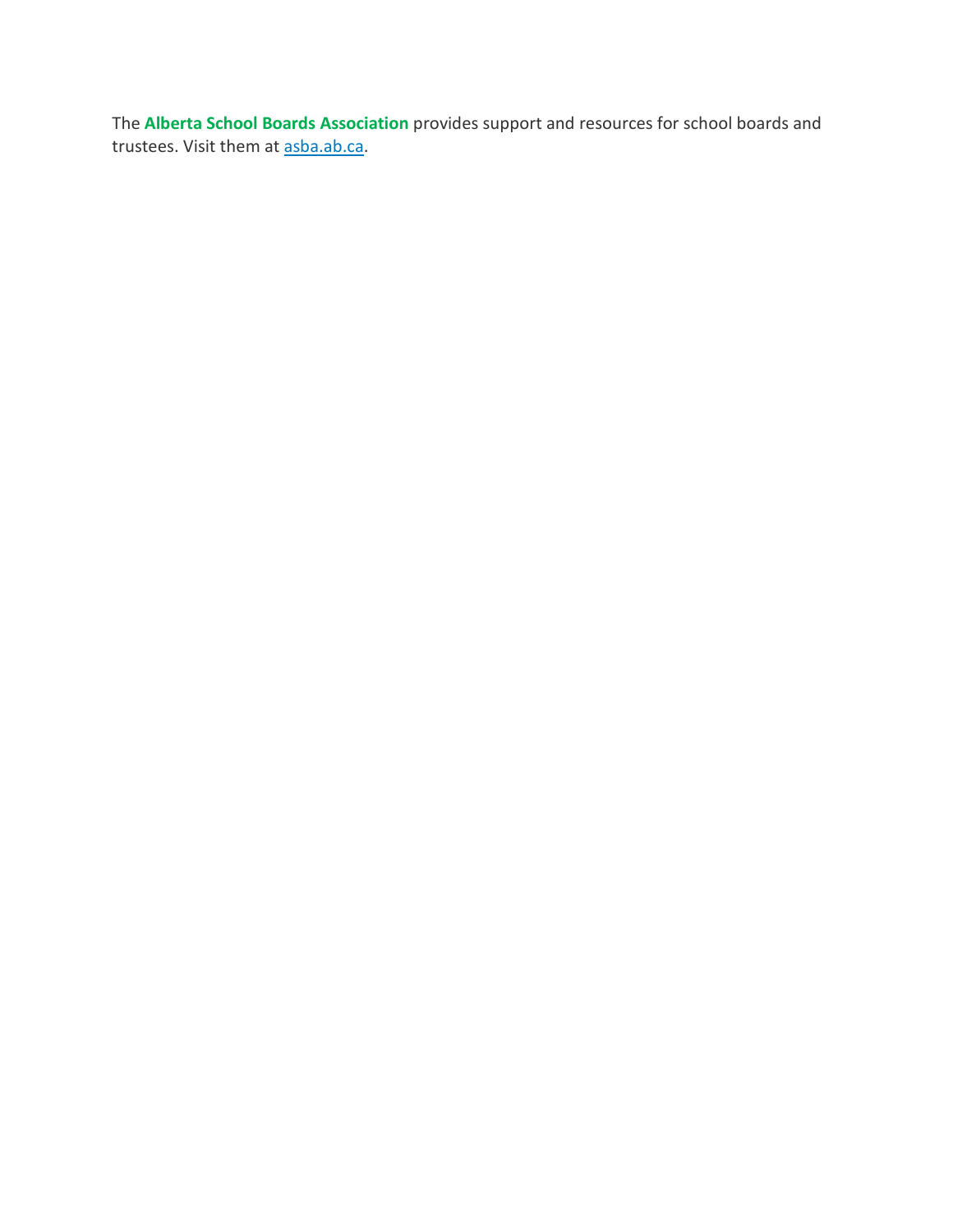The **Alberta School Boards Association** provides support and resources for school boards and trustees. Visit them at [asba.ab.ca](asba.ab.ca).